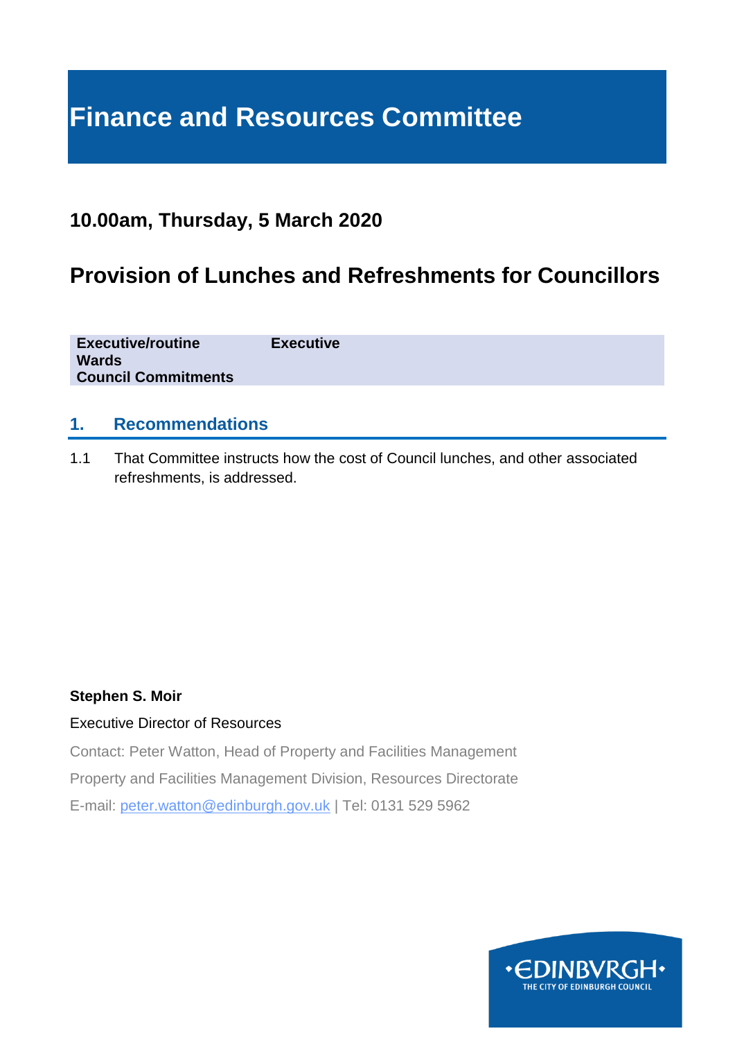# Finance and Resources Committee

## 10.00am, Thursday, 5 March 2020

## Provision of Lunches and Refreshments for Councillors

| | |
|---|---|
| **Executive/routine** | **Executive** |
| **Wards** | |
| **Council Commitments** | |

## 1. Recommendations

1.1 That Committee instructs how the cost of Council lunches, and other associated refreshments, is addressed.

**Stephen S. Moir**

Executive Director of Resources

Contact: Peter Watton, Head of Property and Facilities Management

Property and Facilities Management Division, Resources Directorate

E-mail: peter.watton@edinburgh.gov.uk | Tel: 0131 529 5962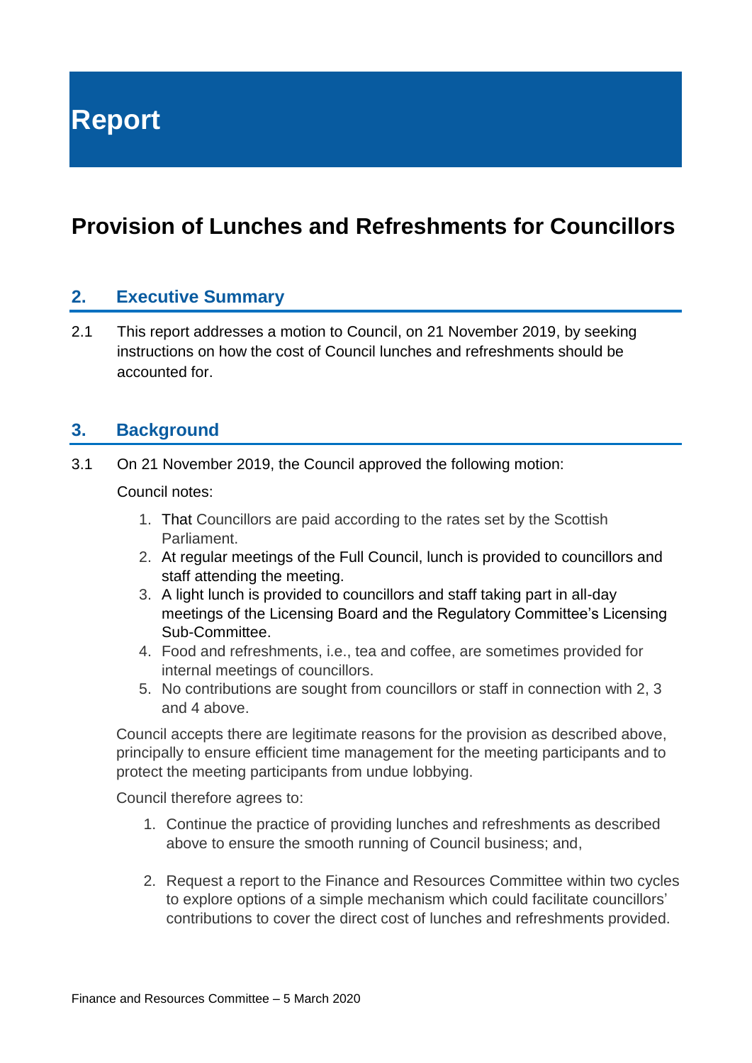# Report

# Provision of Lunches and Refreshments for Councillors

## 2. Executive Summary

2.1 This report addresses a motion to Council, on 21 November 2019, by seeking instructions on how the cost of Council lunches and refreshments should be accounted for.

## 3. Background

3.1 On 21 November 2019, the Council approved the following motion:

Council notes:

1. That Councillors are paid according to the rates set by the Scottish Parliament.
2. At regular meetings of the Full Council, lunch is provided to councillors and staff attending the meeting.
3. A light lunch is provided to councillors and staff taking part in all-day meetings of the Licensing Board and the Regulatory Committee's Licensing Sub-Committee.
4. Food and refreshments, i.e., tea and coffee, are sometimes provided for internal meetings of councillors.
5. No contributions are sought from councillors or staff in connection with 2, 3 and 4 above.

Council accepts there are legitimate reasons for the provision as described above, principally to ensure efficient time management for the meeting participants and to protect the meeting participants from undue lobbying.

Council therefore agrees to:

1. Continue the practice of providing lunches and refreshments as described above to ensure the smooth running of Council business; and,
2. Request a report to the Finance and Resources Committee within two cycles to explore options of a simple mechanism which could facilitate councillors' contributions to cover the direct cost of lunches and refreshments provided.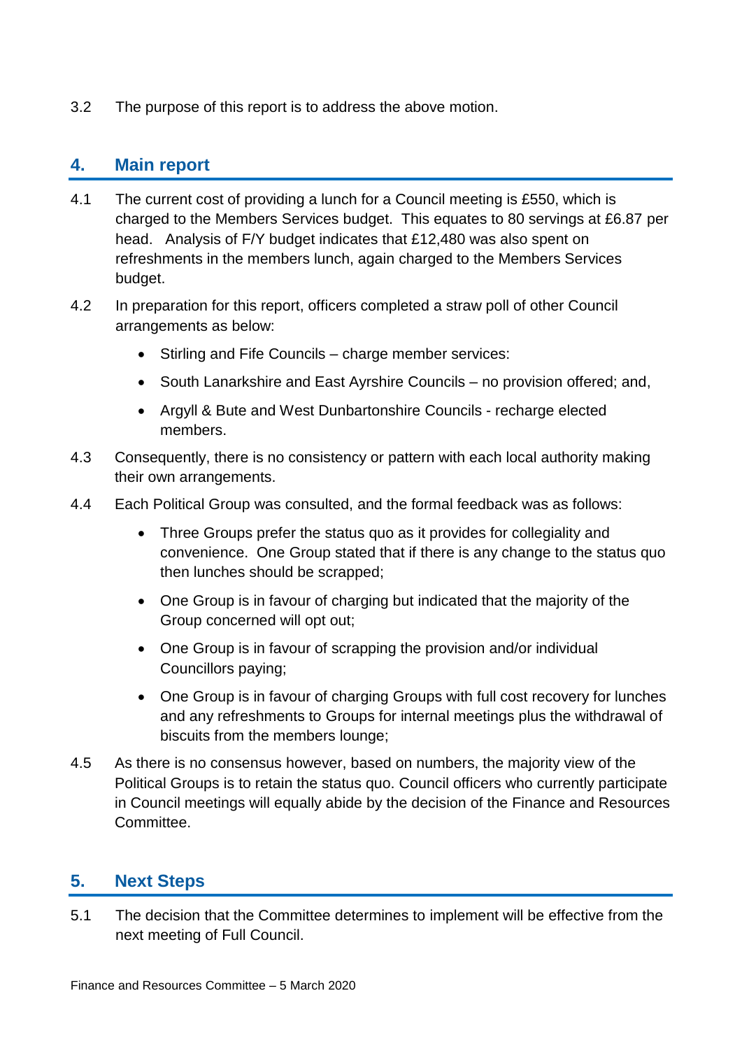3.2 The purpose of this report is to address the above motion.

## 4. Main report

4.1 The current cost of providing a lunch for a Council meeting is £550, which is charged to the Members Services budget. This equates to 80 servings at £6.87 per head. Analysis of F/Y budget indicates that £12,480 was also spent on refreshments in the members lunch, again charged to the Members Services budget.

4.2 In preparation for this report, officers completed a straw poll of other Council arrangements as below:

- Stirling and Fife Councils – charge member services:
- South Lanarkshire and East Ayrshire Councils – no provision offered; and,
- Argyll & Bute and West Dunbartonshire Councils - recharge elected members.

4.3 Consequently, there is no consistency or pattern with each local authority making their own arrangements.

4.4 Each Political Group was consulted, and the formal feedback was as follows:

- Three Groups prefer the status quo as it provides for collegiality and convenience. One Group stated that if there is any change to the status quo then lunches should be scrapped;
- One Group is in favour of charging but indicated that the majority of the Group concerned will opt out;
- One Group is in favour of scrapping the provision and/or individual Councillors paying;
- One Group is in favour of charging Groups with full cost recovery for lunches and any refreshments to Groups for internal meetings plus the withdrawal of biscuits from the members lounge;

4.5 As there is no consensus however, based on numbers, the majority view of the Political Groups is to retain the status quo. Council officers who currently participate in Council meetings will equally abide by the decision of the Finance and Resources Committee.

## 5. Next Steps

5.1 The decision that the Committee determines to implement will be effective from the next meeting of Full Council.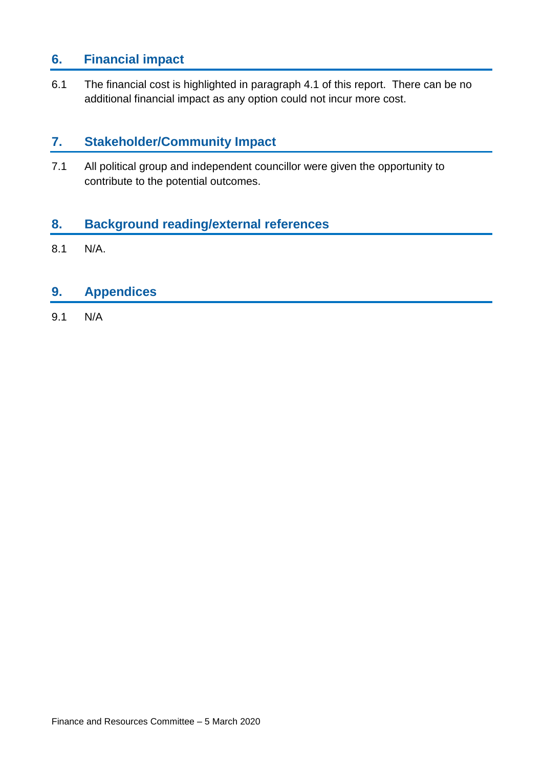## 6. Financial impact

6.1 The financial cost is highlighted in paragraph 4.1 of this report. There can be no additional financial impact as any option could not incur more cost.

## 7. Stakeholder/Community Impact

7.1 All political group and independent councillor were given the opportunity to contribute to the potential outcomes.

## 8. Background reading/external references

8.1 N/A.

## 9. Appendices

9.1 N/A